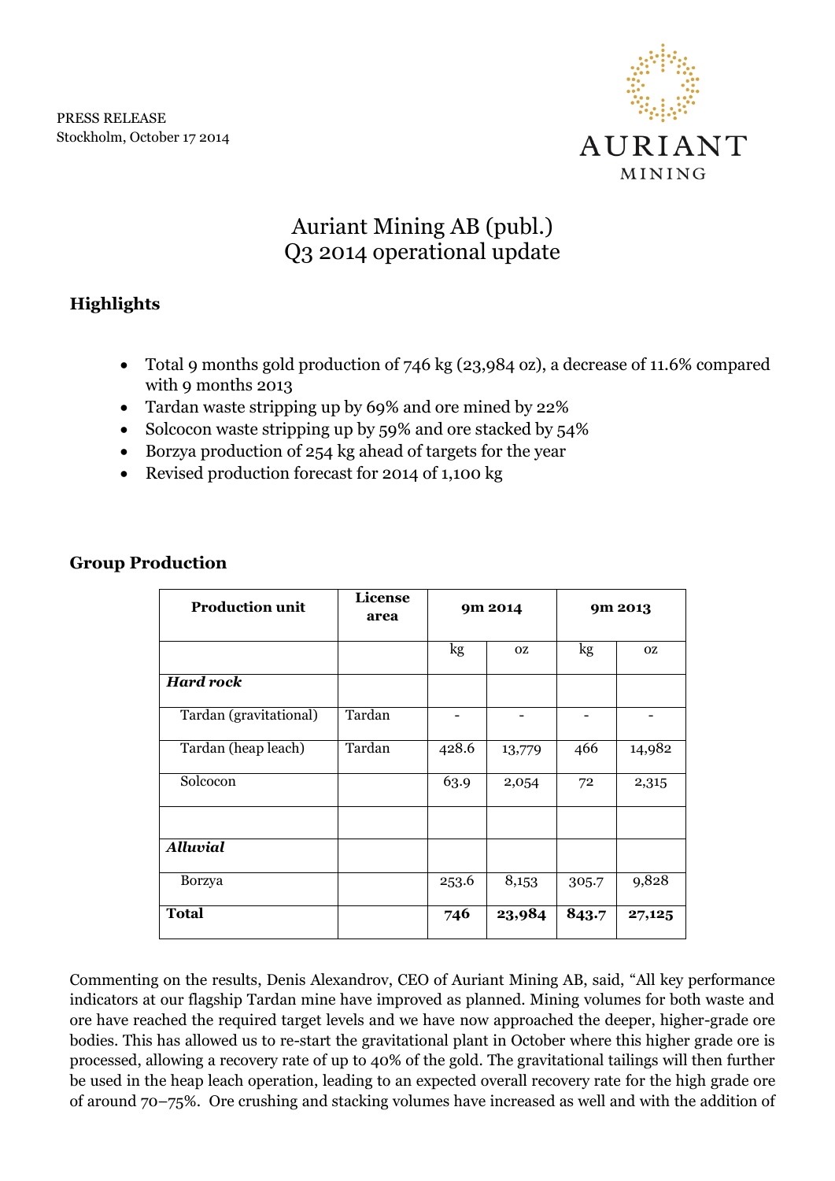PRESS RELEASE
Stockholm, October 17 2014

# Auriant Mining AB (publ.)
# Q3 2014 operational update

## Highlights

- Total 9 months gold production of 746 kg (23,984 oz), a decrease of 11.6% compared with 9 months 2013
- Tardan waste stripping up by 69% and ore mined by 22%
- Solcocon waste stripping up by 59% and ore stacked by 54%
- Borzya production of 254 kg ahead of targets for the year
- Revised production forecast for 2014 of 1,100 kg

## Group Production

| Production unit | License area | 9m 2014 | | 9m 2013 | |
|---|---|---|---|---|---|
| | | kg | oz | kg | oz |
| ***Hard rock*** | | | | | |
| Tardan (gravitational) | Tardan | - | - | - | - |
| Tardan (heap leach) | Tardan | 428.6 | 13,779 | 466 | 14,982 |
| Solcocon | | 63.9 | 2,054 | 72 | 2,315 |
| | | | | | |
| ***Alluvial*** | | | | | |
| Borzya | | 253.6 | 8,153 | 305.7 | 9,828 |
| **Total** | | **746** | **23,984** | **843.7** | **27,125** |

Commenting on the results, Denis Alexandrov, CEO of Auriant Mining AB, said, "All key performance indicators at our flagship Tardan mine have improved as planned. Mining volumes for both waste and ore have reached the required target levels and we have now approached the deeper, higher-grade ore bodies. This has allowed us to re-start the gravitational plant in October where this higher grade ore is processed, allowing a recovery rate of up to 40% of the gold. The gravitational tailings will then further be used in the heap leach operation, leading to an expected overall recovery rate for the high grade ore of around 70–75%. Ore crushing and stacking volumes have increased as well and with the addition of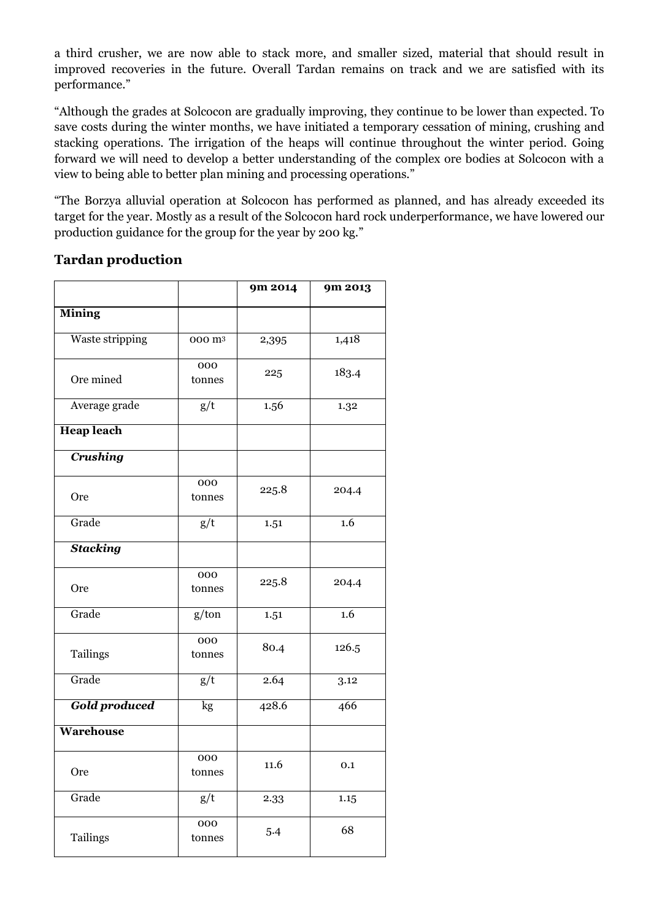a third crusher, we are now able to stack more, and smaller sized, material that should result in improved recoveries in the future. Overall Tardan remains on track and we are satisfied with its performance."

"Although the grades at Solcocon are gradually improving, they continue to be lower than expected. To save costs during the winter months, we have initiated a temporary cessation of mining, crushing and stacking operations. The irrigation of the heaps will continue throughout the winter period. Going forward we will need to develop a better understanding of the complex ore bodies at Solcocon with a view to being able to better plan mining and processing operations."

"The Borzya alluvial operation at Solcocon has performed as planned, and has already exceeded its target for the year. Mostly as a result of the Solcocon hard rock underperformance, we have lowered our production guidance for the group for the year by 200 kg."

## Tardan production

| | | 9m 2014 | 9m 2013 |
|---|---|---|---|
| **Mining** | | | |
| Waste stripping | 000 $m^3$ | 2,395 | 1,418 |
| Ore mined | 000 tonnes | 225 | 183.4 |
| Average grade | g/t | 1.56 | 1.32 |
| **Heap leach** | | | |
| ***Crushing*** | | | |
| Ore | 000 tonnes | 225.8 | 204.4 |
| Grade | g/t | 1.51 | 1.6 |
| ***Stacking*** | | | |
| Ore | 000 tonnes | 225.8 | 204.4 |
| Grade | g/ton | 1.51 | 1.6 |
| Tailings | 000 tonnes | 80.4 | 126.5 |
| Grade | g/t | 2.64 | 3.12 |
| ***Gold produced*** | kg | 428.6 | 466 |
| **Warehouse** | | | |
| Ore | 000 tonnes | 11.6 | 0.1 |
| Grade | g/t | 2.33 | 1.15 |
| Tailings | 000 tonnes | 5.4 | 68 |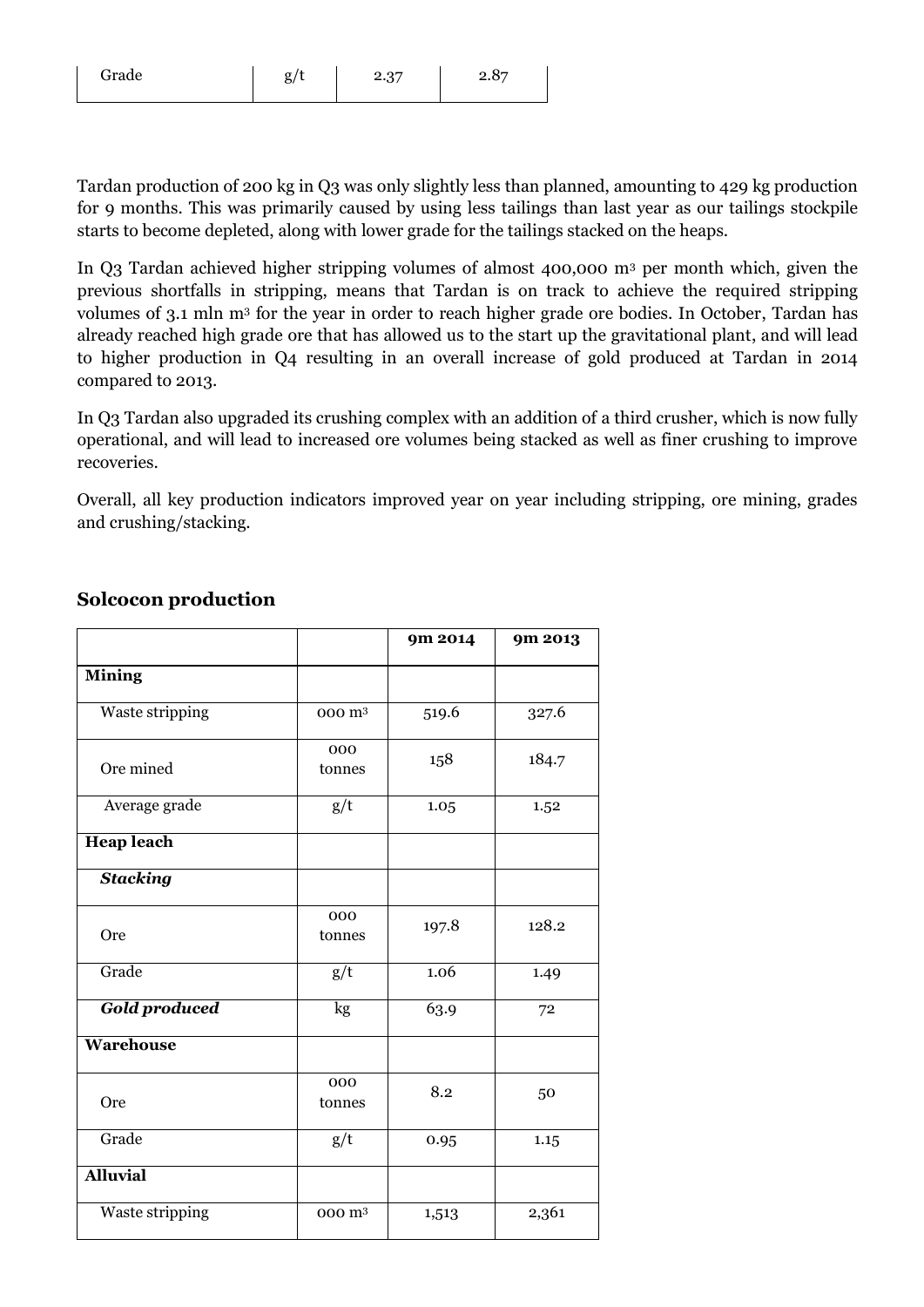| Grade | g/t | 2.37 | 2.87 |
|---|---|---|---|

Tardan production of 200 kg in Q3 was only slightly less than planned, amounting to 429 kg production for 9 months. This was primarily caused by using less tailings than last year as our tailings stockpile starts to become depleted, along with lower grade for the tailings stacked on the heaps.

In Q3 Tardan achieved higher stripping volumes of almost 400,000 m$^3$ per month which, given the previous shortfalls in stripping, means that Tardan is on track to achieve the required stripping volumes of 3.1 mln m$^3$ for the year in order to reach higher grade ore bodies. In October, Tardan has already reached high grade ore that has allowed us to the start up the gravitational plant, and will lead to higher production in Q4 resulting in an overall increase of gold produced at Tardan in 2014 compared to 2013.

In Q3 Tardan also upgraded its crushing complex with an addition of a third crusher, which is now fully operational, and will lead to increased ore volumes being stacked as well as finer crushing to improve recoveries.

Overall, all key production indicators improved year on year including stripping, ore mining, grades and crushing/stacking.

## Solcocon production

| | | 9m 2014 | 9m 2013 |
|---|---|---|---|
| **Mining** | | | |
| Waste stripping | 000 m$^3$ | 519.6 | 327.6 |
| Ore mined | 000 tonnes | 158 | 184.7 |
| Average grade | g/t | 1.05 | 1.52 |
| **Heap leach** | | | |
| ***Stacking*** | | | |
| Ore | 000 tonnes | 197.8 | 128.2 |
| Grade | g/t | 1.06 | 1.49 |
| ***Gold produced*** | kg | 63.9 | 72 |
| **Warehouse** | | | |
| Ore | 000 tonnes | 8.2 | 50 |
| Grade | g/t | 0.95 | 1.15 |
| **Alluvial** | | | |
| Waste stripping | 000 m$^3$ | 1,513 | 2,361 |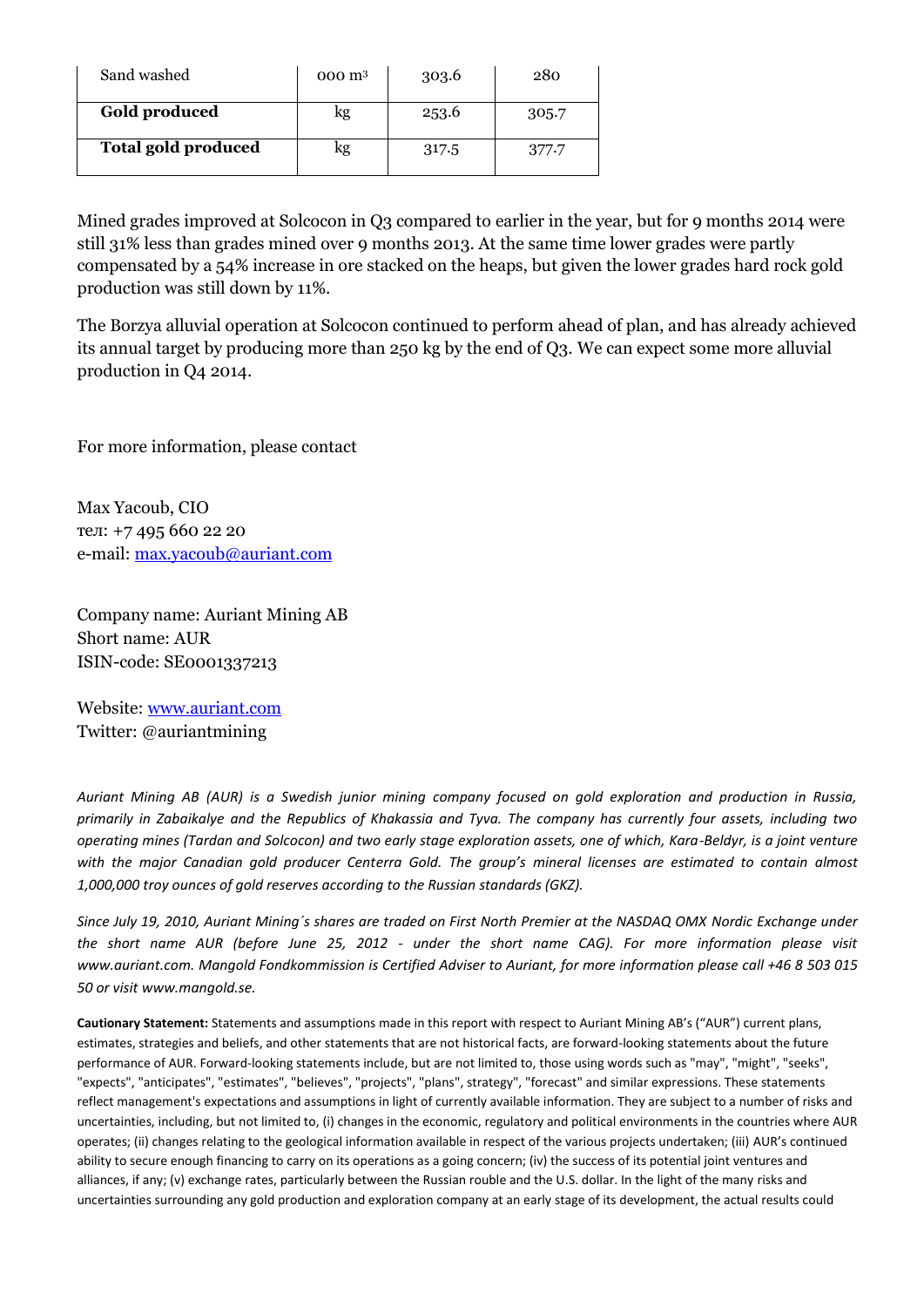| Sand washed | 000 $m^3$ | 303.6 | 280 |
|---|---|---|---|
| **Gold produced** | kg | 253.6 | 305.7 |
| **Total gold produced** | kg | 317.5 | 377.7 |

Mined grades improved at Solcocon in Q3 compared to earlier in the year, but for 9 months 2014 were still 31% less than grades mined over 9 months 2013. At the same time lower grades were partly compensated by a 54% increase in ore stacked on the heaps, but given the lower grades hard rock gold production was still down by 11%.

The Borzya alluvial operation at Solcocon continued to perform ahead of plan, and has already achieved its annual target by producing more than 250 kg by the end of Q3. We can expect some more alluvial production in Q4 2014.

For more information, please contact

Max Yacoub, CIO
тел: +7 495 660 22 20
e-mail: max.yacoub@auriant.com

Company name: Auriant Mining AB
Short name: AUR
ISIN-code: SE0001337213

Website: www.auriant.com
Twitter: @auriantmining

*Auriant Mining AB (AUR) is a Swedish junior mining company focused on gold exploration and production in Russia, primarily in Zabaikalye and the Republics of Khakassia and Tyva. The company has currently four assets, including two operating mines (Tardan and Solcocon) and two early stage exploration assets, one of which, Kara-Beldyr, is a joint venture with the major Canadian gold producer Centerra Gold. The group's mineral licenses are estimated to contain almost 1,000,000 troy ounces of gold reserves according to the Russian standards (GKZ).*

*Since July 19, 2010, Auriant Mining´s shares are traded on First North Premier at the NASDAQ OMX Nordic Exchange under the short name AUR (before June 25, 2012 - under the short name CAG). For more information please visit www.auriant.com. Mangold Fondkommission is Certified Adviser to Auriant, for more information please call +46 8 503 015 50 or visit www.mangold.se.*

**Cautionary Statement:** Statements and assumptions made in this report with respect to Auriant Mining AB's ("AUR") current plans, estimates, strategies and beliefs, and other statements that are not historical facts, are forward-looking statements about the future performance of AUR. Forward-looking statements include, but are not limited to, those using words such as "may", "might", "seeks", "expects", "anticipates", "estimates", "believes", "projects", "plans", strategy", "forecast" and similar expressions. These statements reflect management's expectations and assumptions in light of currently available information. They are subject to a number of risks and uncertainties, including, but not limited to, (i) changes in the economic, regulatory and political environments in the countries where AUR operates; (ii) changes relating to the geological information available in respect of the various projects undertaken; (iii) AUR's continued ability to secure enough financing to carry on its operations as a going concern; (iv) the success of its potential joint ventures and alliances, if any; (v) exchange rates, particularly between the Russian rouble and the U.S. dollar. In the light of the many risks and uncertainties surrounding any gold production and exploration company at an early stage of its development, the actual results could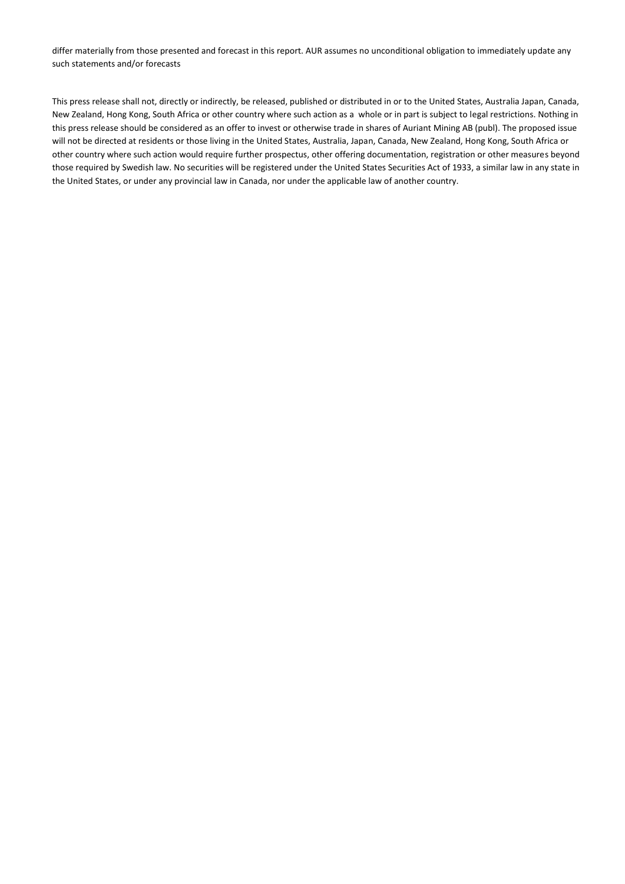differ materially from those presented and forecast in this report. AUR assumes no unconditional obligation to immediately update any such statements and/or forecasts

This press release shall not, directly or indirectly, be released, published or distributed in or to the United States, Australia Japan, Canada, New Zealand, Hong Kong, South Africa or other country where such action as a whole or in part is subject to legal restrictions. Nothing in this press release should be considered as an offer to invest or otherwise trade in shares of Auriant Mining AB (publ). The proposed issue will not be directed at residents or those living in the United States, Australia, Japan, Canada, New Zealand, Hong Kong, South Africa or other country where such action would require further prospectus, other offering documentation, registration or other measures beyond those required by Swedish law. No securities will be registered under the United States Securities Act of 1933, a similar law in any state in the United States, or under any provincial law in Canada, nor under the applicable law of another country.